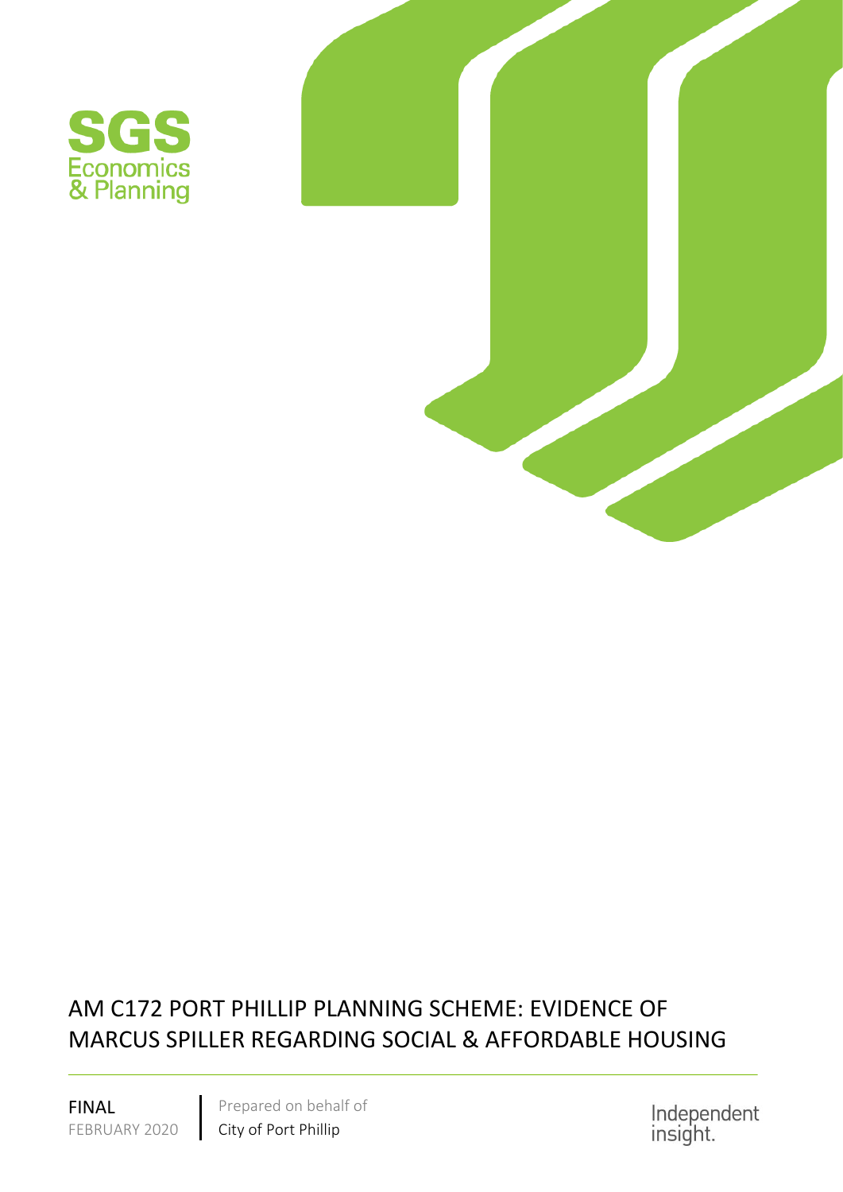SGS
Economics
& Planning

# AM C172 PORT PHILLIP PLANNING SCHEME: EVIDENCE OF MARCUS SPILLER REGARDING SOCIAL & AFFORDABLE HOUSING

FINAL
FEBRUARY 2020

Prepared on behalf of
City of Port Phillip

Independent insight.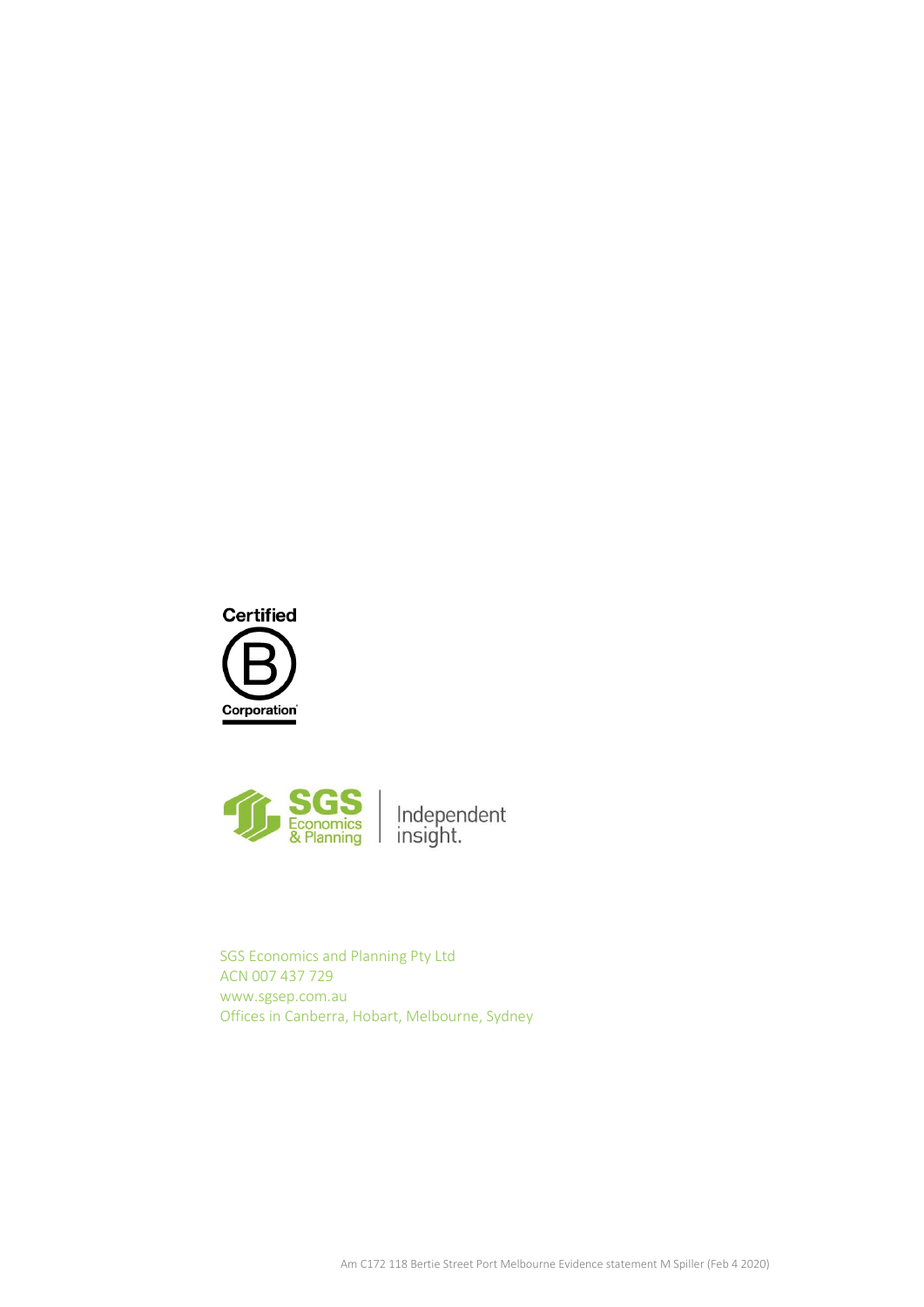Certified B Corporation

SGS Economics & Planning | Independent insight.

SGS Economics and Planning Pty Ltd
ACN 007 437 729
www.sgsep.com.au
Offices in Canberra, Hobart, Melbourne, Sydney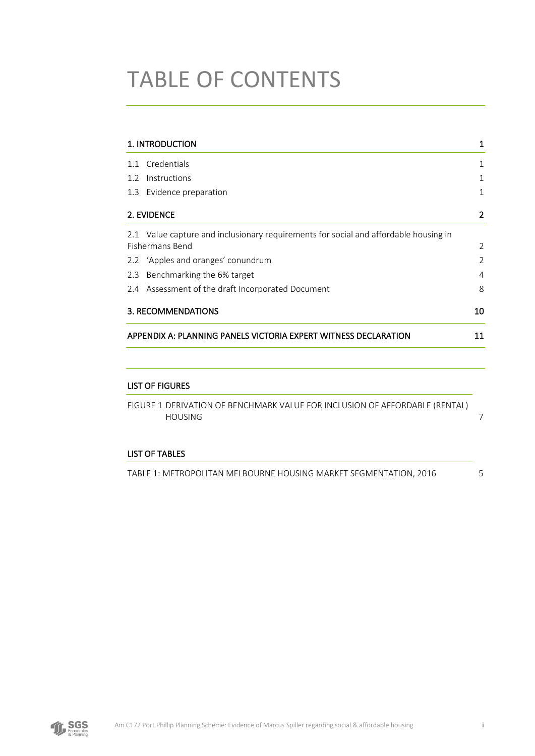# TABLE OF CONTENTS

| | |
|---|---|
| **1. INTRODUCTION** | **1** |
| 1.1 Credentials | 1 |
| 1.2 Instructions | 1 |
| 1.3 Evidence preparation | 1 |
| **2. EVIDENCE** | **2** |
| 2.1 Value capture and inclusionary requirements for social and affordable housing in Fishermans Bend | 2 |
| 2.2 'Apples and oranges' conundrum | 2 |
| 2.3 Benchmarking the 6% target | 4 |
| 2.4 Assessment of the draft Incorporated Document | 8 |
| **3. RECOMMENDATIONS** | **10** |
| **APPENDIX A: PLANNING PANELS VICTORIA EXPERT WITNESS DECLARATION** | **11** |

## LIST OF FIGURES

| | |
|---|---|
| FIGURE 1 DERIVATION OF BENCHMARK VALUE FOR INCLUSION OF AFFORDABLE (RENTAL) HOUSING | 7 |

## LIST OF TABLES

| | |
|---|---|
| TABLE 1: METROPOLITAN MELBOURNE HOUSING MARKET SEGMENTATION, 2016 | 5 |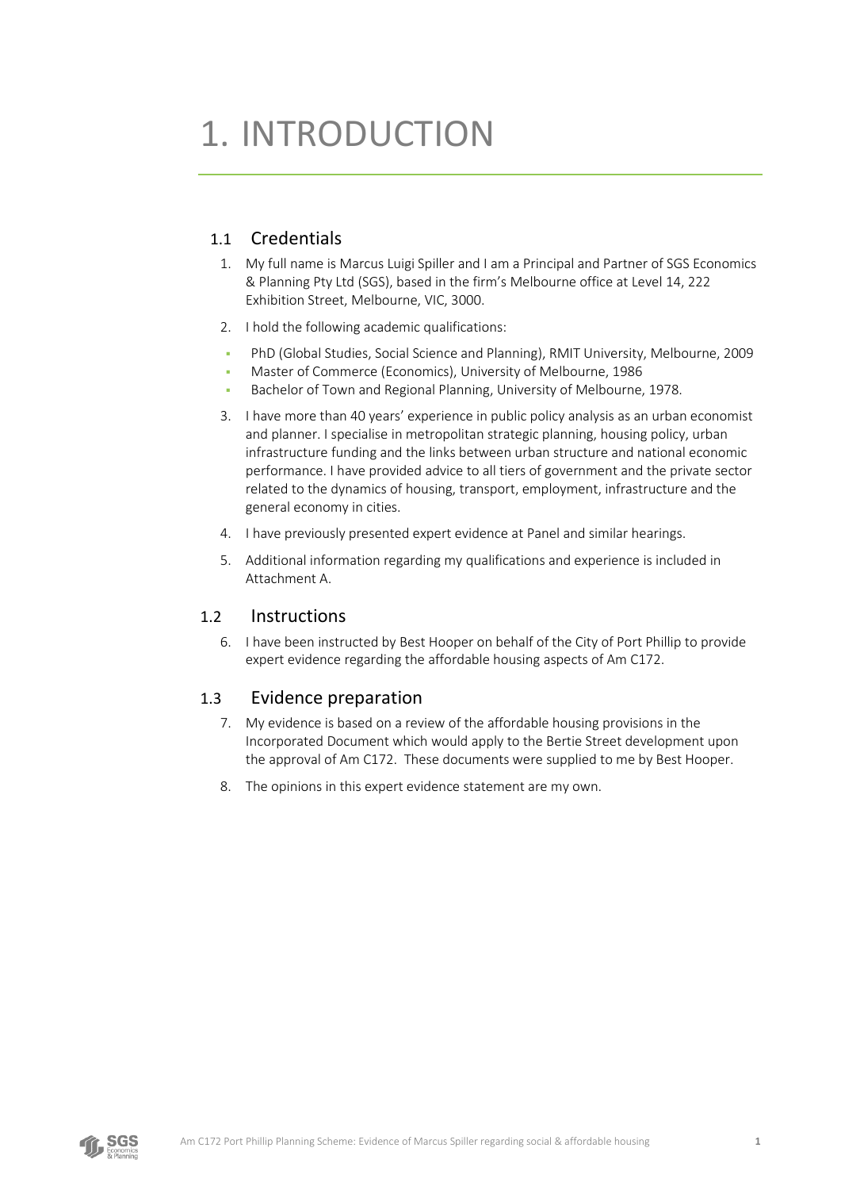# 1. INTRODUCTION

## 1.1 Credentials

1. My full name is Marcus Luigi Spiller and I am a Principal and Partner of SGS Economics & Planning Pty Ltd (SGS), based in the firm's Melbourne office at Level 14, 222 Exhibition Street, Melbourne, VIC, 3000.

2. I hold the following academic qualifications:

- PhD (Global Studies, Social Science and Planning), RMIT University, Melbourne, 2009
- Master of Commerce (Economics), University of Melbourne, 1986
- Bachelor of Town and Regional Planning, University of Melbourne, 1978.

3. I have more than 40 years' experience in public policy analysis as an urban economist and planner. I specialise in metropolitan strategic planning, housing policy, urban infrastructure funding and the links between urban structure and national economic performance. I have provided advice to all tiers of government and the private sector related to the dynamics of housing, transport, employment, infrastructure and the general economy in cities.

4. I have previously presented expert evidence at Panel and similar hearings.

5. Additional information regarding my qualifications and experience is included in Attachment A.

## 1.2 Instructions

6. I have been instructed by Best Hooper on behalf of the City of Port Phillip to provide expert evidence regarding the affordable housing aspects of Am C172.

## 1.3 Evidence preparation

7. My evidence is based on a review of the affordable housing provisions in the Incorporated Document which would apply to the Bertie Street development upon the approval of Am C172. These documents were supplied to me by Best Hooper.

8. The opinions in this expert evidence statement are my own.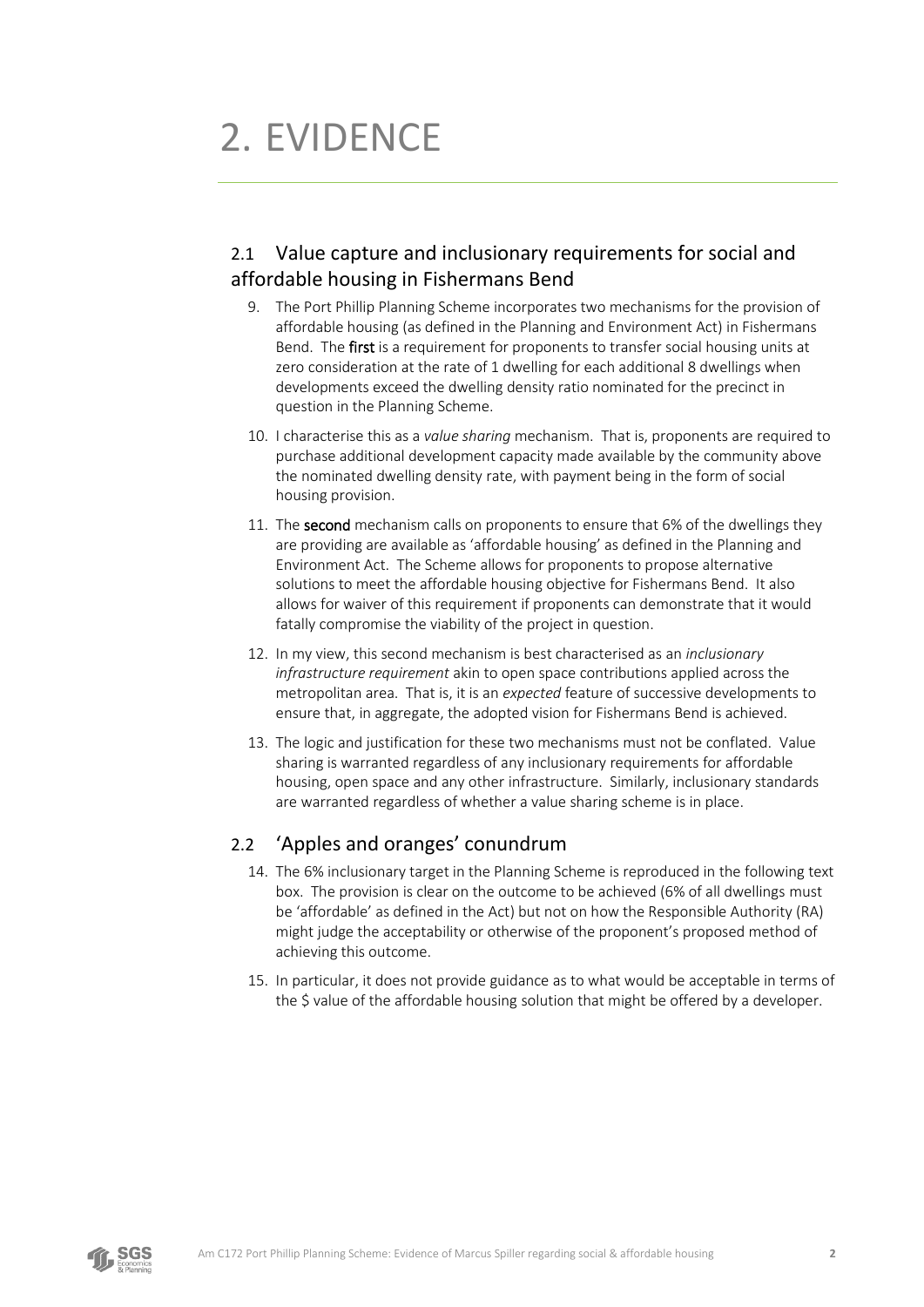# 2. EVIDENCE

## 2.1 Value capture and inclusionary requirements for social and affordable housing in Fishermans Bend

9. The Port Phillip Planning Scheme incorporates two mechanisms for the provision of affordable housing (as defined in the Planning and Environment Act) in Fishermans Bend. The **first** is a requirement for proponents to transfer social housing units at zero consideration at the rate of 1 dwelling for each additional 8 dwellings when developments exceed the dwelling density ratio nominated for the precinct in question in the Planning Scheme.

10. I characterise this as a *value sharing* mechanism. That is, proponents are required to purchase additional development capacity made available by the community above the nominated dwelling density rate, with payment being in the form of social housing provision.

11. The **second** mechanism calls on proponents to ensure that 6% of the dwellings they are providing are available as 'affordable housing' as defined in the Planning and Environment Act. The Scheme allows for proponents to propose alternative solutions to meet the affordable housing objective for Fishermans Bend. It also allows for waiver of this requirement if proponents can demonstrate that it would fatally compromise the viability of the project in question.

12. In my view, this second mechanism is best characterised as an *inclusionary infrastructure requirement* akin to open space contributions applied across the metropolitan area. That is, it is an *expected* feature of successive developments to ensure that, in aggregate, the adopted vision for Fishermans Bend is achieved.

13. The logic and justification for these two mechanisms must not be conflated. Value sharing is warranted regardless of any inclusionary requirements for affordable housing, open space and any other infrastructure. Similarly, inclusionary standards are warranted regardless of whether a value sharing scheme is in place.

## 2.2 'Apples and oranges' conundrum

14. The 6% inclusionary target in the Planning Scheme is reproduced in the following text box. The provision is clear on the outcome to be achieved (6% of all dwellings must be 'affordable' as defined in the Act) but not on how the Responsible Authority (RA) might judge the acceptability or otherwise of the proponent's proposed method of achieving this outcome.

15. In particular, it does not provide guidance as to what would be acceptable in terms of the $ value of the affordable housing solution that might be offered by a developer.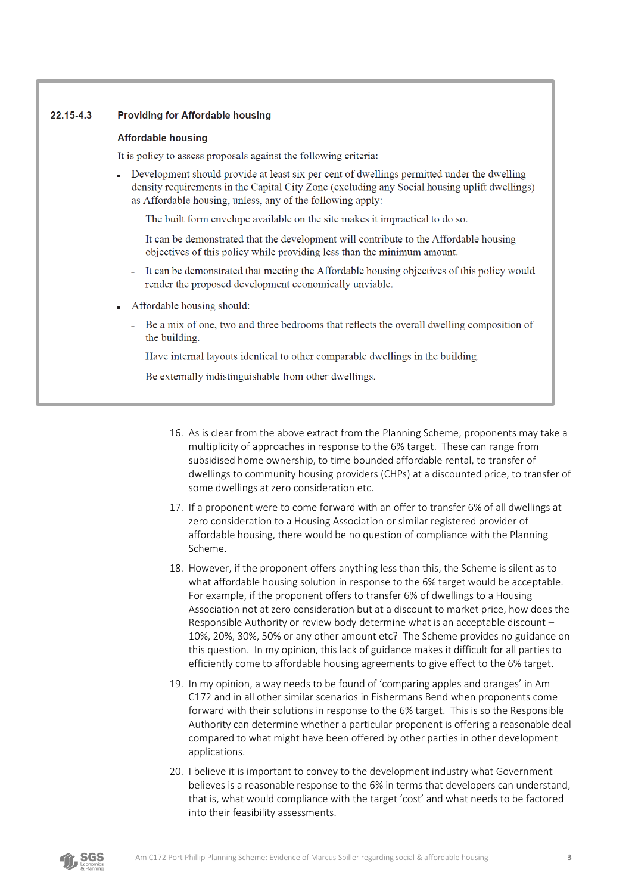**22.15-4.3 Providing for Affordable housing**

**Affordable housing**

It is policy to assess proposals against the following criteria:

- Development should provide at least six per cent of dwellings permitted under the dwelling density requirements in the Capital City Zone (excluding any Social housing uplift dwellings) as Affordable housing, unless, any of the following apply:
  - The built form envelope available on the site makes it impractical to do so.
  - It can be demonstrated that the development will contribute to the Affordable housing objectives of this policy while providing less than the minimum amount.
  - It can be demonstrated that meeting the Affordable housing objectives of this policy would render the proposed development economically unviable.
- Affordable housing should:
  - Be a mix of one, two and three bedrooms that reflects the overall dwelling composition of the building.
  - Have internal layouts identical to other comparable dwellings in the building.
  - Be externally indistinguishable from other dwellings.

16. As is clear from the above extract from the Planning Scheme, proponents may take a multiplicity of approaches in response to the 6% target. These can range from subsidised home ownership, to time bounded affordable rental, to transfer of dwellings to community housing providers (CHPs) at a discounted price, to transfer of some dwellings at zero consideration etc.

17. If a proponent were to come forward with an offer to transfer 6% of all dwellings at zero consideration to a Housing Association or similar registered provider of affordable housing, there would be no question of compliance with the Planning Scheme.

18. However, if the proponent offers anything less than this, the Scheme is silent as to what affordable housing solution in response to the 6% target would be acceptable. For example, if the proponent offers to transfer 6% of dwellings to a Housing Association not at zero consideration but at a discount to market price, how does the Responsible Authority or review body determine what is an acceptable discount – 10%, 20%, 30%, 50% or any other amount etc? The Scheme provides no guidance on this question. In my opinion, this lack of guidance makes it difficult for all parties to efficiently come to affordable housing agreements to give effect to the 6% target.

19. In my opinion, a way needs to be found of 'comparing apples and oranges' in Am C172 and in all other similar scenarios in Fishermans Bend when proponents come forward with their solutions in response to the 6% target. This is so the Responsible Authority can determine whether a particular proponent is offering a reasonable deal compared to what might have been offered by other parties in other development applications.

20. I believe it is important to convey to the development industry what Government believes is a reasonable response to the 6% in terms that developers can understand, that is, what would compliance with the target 'cost' and what needs to be factored into their feasibility assessments.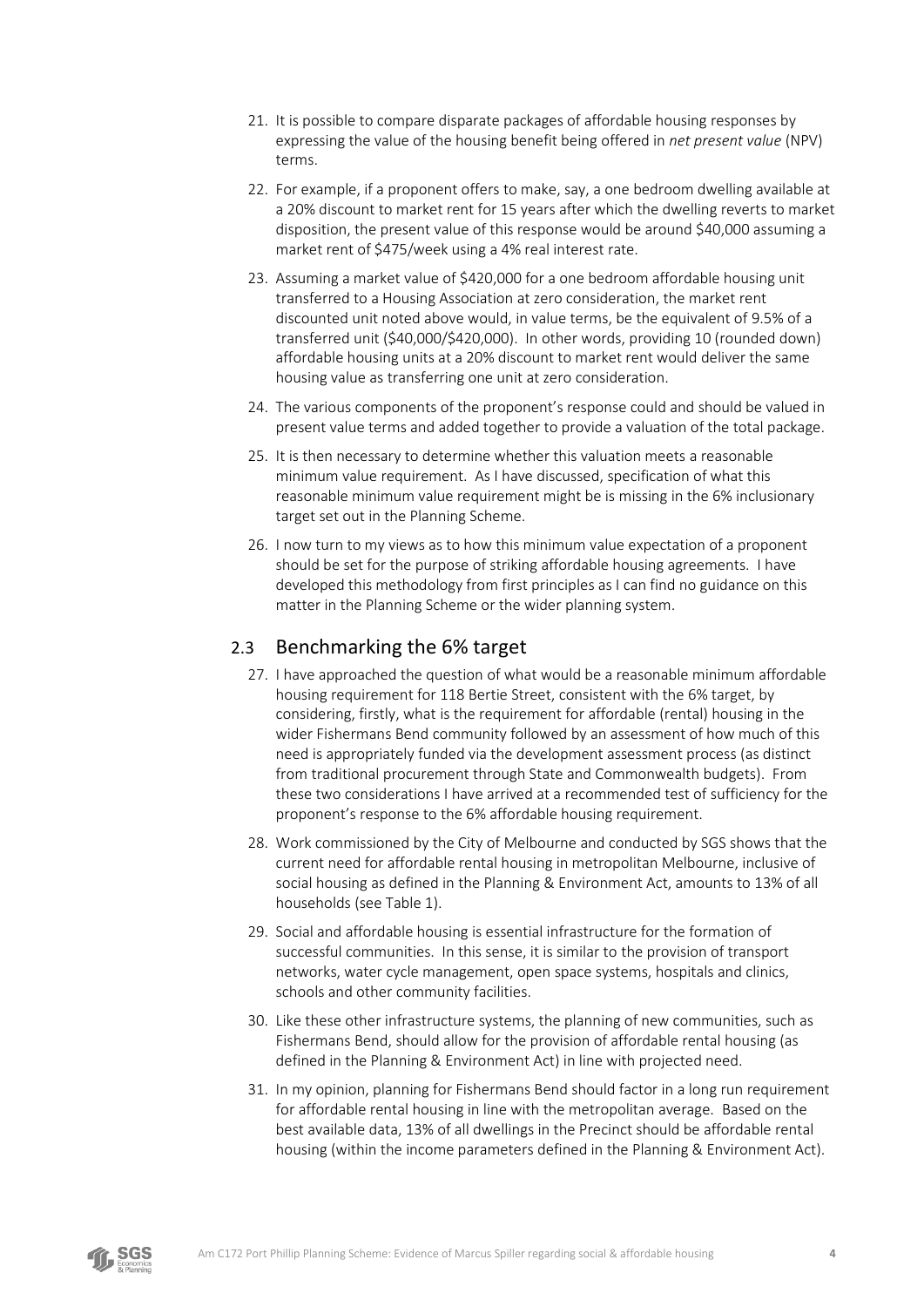21. It is possible to compare disparate packages of affordable housing responses by expressing the value of the housing benefit being offered in *net present value* (NPV) terms.

22. For example, if a proponent offers to make, say, a one bedroom dwelling available at a 20% discount to market rent for 15 years after which the dwelling reverts to market disposition, the present value of this response would be around $40,000 assuming a market rent of $475/week using a 4% real interest rate.

23. Assuming a market value of $420,000 for a one bedroom affordable housing unit transferred to a Housing Association at zero consideration, the market rent discounted unit noted above would, in value terms, be the equivalent of 9.5% of a transferred unit ($40,000/$420,000). In other words, providing 10 (rounded down) affordable housing units at a 20% discount to market rent would deliver the same housing value as transferring one unit at zero consideration.

24. The various components of the proponent's response could and should be valued in present value terms and added together to provide a valuation of the total package.

25. It is then necessary to determine whether this valuation meets a reasonable minimum value requirement. As I have discussed, specification of what this reasonable minimum value requirement might be is missing in the 6% inclusionary target set out in the Planning Scheme.

26. I now turn to my views as to how this minimum value expectation of a proponent should be set for the purpose of striking affordable housing agreements. I have developed this methodology from first principles as I can find no guidance on this matter in the Planning Scheme or the wider planning system.

## 2.3 Benchmarking the 6% target

27. I have approached the question of what would be a reasonable minimum affordable housing requirement for 118 Bertie Street, consistent with the 6% target, by considering, firstly, what is the requirement for affordable (rental) housing in the wider Fishermans Bend community followed by an assessment of how much of this need is appropriately funded via the development assessment process (as distinct from traditional procurement through State and Commonwealth budgets). From these two considerations I have arrived at a recommended test of sufficiency for the proponent's response to the 6% affordable housing requirement.

28. Work commissioned by the City of Melbourne and conducted by SGS shows that the current need for affordable rental housing in metropolitan Melbourne, inclusive of social housing as defined in the Planning & Environment Act, amounts to 13% of all households (see Table 1).

29. Social and affordable housing is essential infrastructure for the formation of successful communities. In this sense, it is similar to the provision of transport networks, water cycle management, open space systems, hospitals and clinics, schools and other community facilities.

30. Like these other infrastructure systems, the planning of new communities, such as Fishermans Bend, should allow for the provision of affordable rental housing (as defined in the Planning & Environment Act) in line with projected need.

31. In my opinion, planning for Fishermans Bend should factor in a long run requirement for affordable rental housing in line with the metropolitan average. Based on the best available data, 13% of all dwellings in the Precinct should be affordable rental housing (within the income parameters defined in the Planning & Environment Act).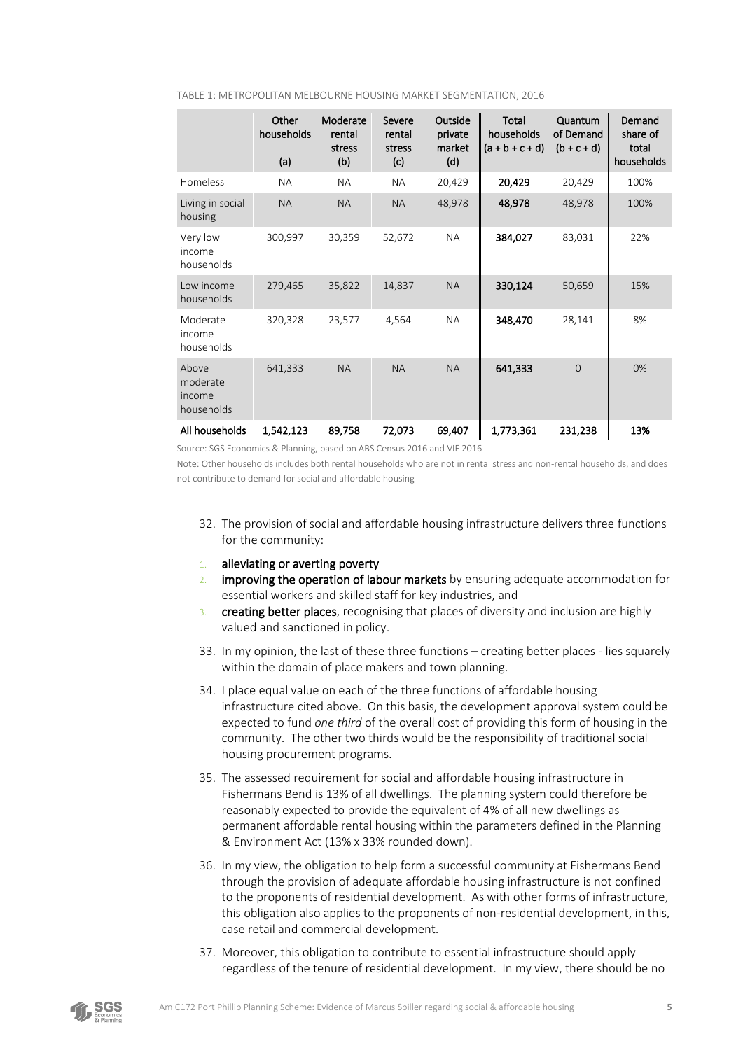TABLE 1: METROPOLITAN MELBOURNE HOUSING MARKET SEGMENTATION, 2016

| | Other households (a) | Moderate rental stress (b) | Severe rental stress (c) | Outside private market (d) | Total households (a + b + c + d) | Quantum of Demand (b + c + d) | Demand share of total households |
|---|---|---|---|---|---|---|---|
| Homeless | NA | NA | NA | 20,429 | **20,429** | 20,429 | 100% |
| Living in social housing | NA | NA | NA | 48,978 | **48,978** | 48,978 | 100% |
| Very low income households | 300,997 | 30,359 | 52,672 | NA | **384,027** | 83,031 | 22% |
| Low income households | 279,465 | 35,822 | 14,837 | NA | **330,124** | 50,659 | 15% |
| Moderate income households | 320,328 | 23,577 | 4,564 | NA | **348,470** | 28,141 | 8% |
| Above moderate income households | 641,333 | NA | NA | NA | **641,333** | 0 | 0% |
| All households | 1,542,123 | 89,758 | 72,073 | 69,407 | 1,773,361 | 231,238 | 13% |

Source: SGS Economics & Planning, based on ABS Census 2016 and VIF 2016

Note: Other households includes both rental households who are not in rental stress and non-rental households, and does not contribute to demand for social and affordable housing

32. The provision of social and affordable housing infrastructure delivers three functions for the community:

   1. **alleviating or averting poverty**
   2. **improving the operation of labour markets** by ensuring adequate accommodation for essential workers and skilled staff for key industries, and
   3. **creating better places**, recognising that places of diversity and inclusion are highly valued and sanctioned in policy.

33. In my opinion, the last of these three functions – creating better places - lies squarely within the domain of place makers and town planning.

34. I place equal value on each of the three functions of affordable housing infrastructure cited above. On this basis, the development approval system could be expected to fund *one third* of the overall cost of providing this form of housing in the community. The other two thirds would be the responsibility of traditional social housing procurement programs.

35. The assessed requirement for social and affordable housing infrastructure in Fishermans Bend is 13% of all dwellings. The planning system could therefore be reasonably expected to provide the equivalent of 4% of all new dwellings as permanent affordable rental housing within the parameters defined in the Planning & Environment Act (13% x 33% rounded down).

36. In my view, the obligation to help form a successful community at Fishermans Bend through the provision of adequate affordable housing infrastructure is not confined to the proponents of residential development. As with other forms of infrastructure, this obligation also applies to the proponents of non-residential development, in this, case retail and commercial development.

37. Moreover, this obligation to contribute to essential infrastructure should apply regardless of the tenure of residential development. In my view, there should be no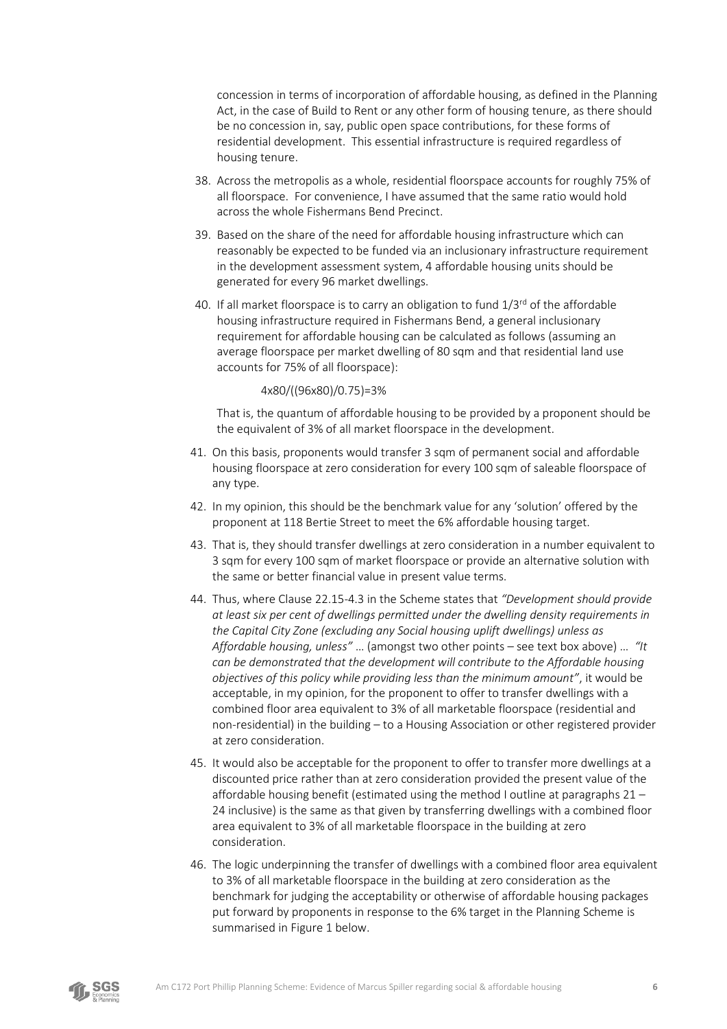concession in terms of incorporation of affordable housing, as defined in the Planning Act, in the case of Build to Rent or any other form of housing tenure, as there should be no concession in, say, public open space contributions, for these forms of residential development. This essential infrastructure is required regardless of housing tenure.

38. Across the metropolis as a whole, residential floorspace accounts for roughly 75% of all floorspace. For convenience, I have assumed that the same ratio would hold across the whole Fishermans Bend Precinct.

39. Based on the share of the need for affordable housing infrastructure which can reasonably be expected to be funded via an inclusionary infrastructure requirement in the development assessment system, 4 affordable housing units should be generated for every 96 market dwellings.

40. If all market floorspace is to carry an obligation to fund 1/3rd of the affordable housing infrastructure required in Fishermans Bend, a general inclusionary requirement for affordable housing can be calculated as follows (assuming an average floorspace per market dwelling of 80 sqm and that residential land use accounts for 75% of all floorspace):

$$4 \times 80 / ((96 \times 80)/0.75) = 3\%$$

That is, the quantum of affordable housing to be provided by a proponent should be the equivalent of 3% of all market floorspace in the development.

41. On this basis, proponents would transfer 3 sqm of permanent social and affordable housing floorspace at zero consideration for every 100 sqm of saleable floorspace of any type.

42. In my opinion, this should be the benchmark value for any 'solution' offered by the proponent at 118 Bertie Street to meet the 6% affordable housing target.

43. That is, they should transfer dwellings at zero consideration in a number equivalent to 3 sqm for every 100 sqm of market floorspace or provide an alternative solution with the same or better financial value in present value terms.

44. Thus, where Clause 22.15-4.3 in the Scheme states that *"Development should provide at least six per cent of dwellings permitted under the dwelling density requirements in the Capital City Zone (excluding any Social housing uplift dwellings) unless as Affordable housing, unless"* … (amongst two other points – see text box above) … *"It can be demonstrated that the development will contribute to the Affordable housing objectives of this policy while providing less than the minimum amount"*, it would be acceptable, in my opinion, for the proponent to offer to transfer dwellings with a combined floor area equivalent to 3% of all marketable floorspace (residential and non-residential) in the building – to a Housing Association or other registered provider at zero consideration.

45. It would also be acceptable for the proponent to offer to transfer more dwellings at a discounted price rather than at zero consideration provided the present value of the affordable housing benefit (estimated using the method I outline at paragraphs 21 – 24 inclusive) is the same as that given by transferring dwellings with a combined floor area equivalent to 3% of all marketable floorspace in the building at zero consideration.

46. The logic underpinning the transfer of dwellings with a combined floor area equivalent to 3% of all marketable floorspace in the building at zero consideration as the benchmark for judging the acceptability or otherwise of affordable housing packages put forward by proponents in response to the 6% target in the Planning Scheme is summarised in Figure 1 below.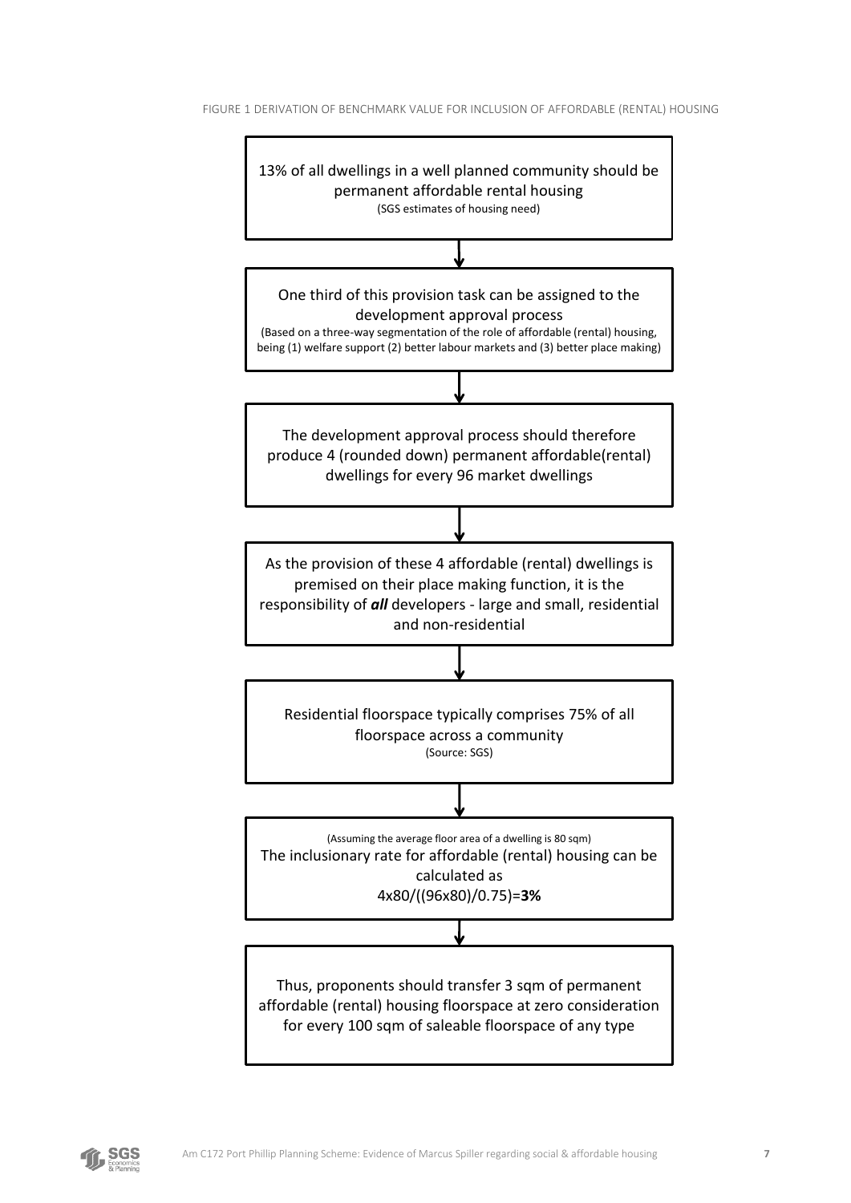FIGURE 1 DERIVATION OF BENCHMARK VALUE FOR INCLUSION OF AFFORDABLE (RENTAL) HOUSING

13% of all dwellings in a well planned community should be permanent affordable rental housing
(SGS estimates of housing need)

↓

One third of this provision task can be assigned to the development approval process
(Based on a three-way segmentation of the role of affordable (rental) housing, being (1) welfare support (2) better labour markets and (3) better place making)

↓

The development approval process should therefore produce 4 (rounded down) permanent affordable(rental) dwellings for every 96 market dwellings

↓

As the provision of these 4 affordable (rental) dwellings is premised on their place making function, it is the responsibility of ***all*** developers - large and small, residential and non-residential

↓

Residential floorspace typically comprises 75% of all floorspace across a community
(Source: SGS)

↓

(Assuming the average floor area of a dwelling is 80 sqm)
The inclusionary rate for affordable (rental) housing can be calculated as
4x80/((96x80)/0.75)=**3%**

↓

Thus, proponents should transfer 3 sqm of permanent affordable (rental) housing floorspace at zero consideration for every 100 sqm of saleable floorspace of any type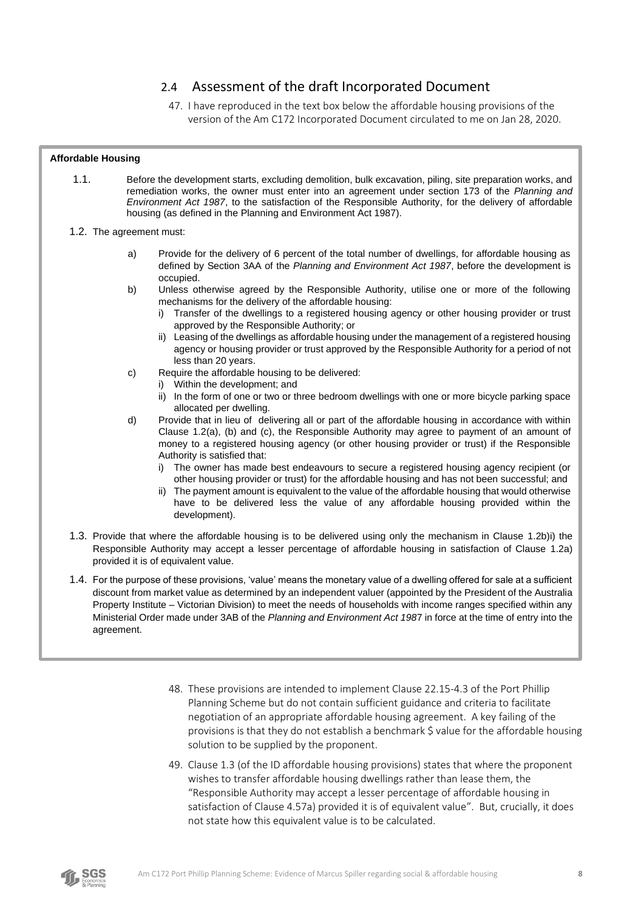## 2.4 Assessment of the draft Incorporated Document

47. I have reproduced in the text box below the affordable housing provisions of the version of the Am C172 Incorporated Document circulated to me on Jan 28, 2020.

> **Affordable Housing**
>
> 1.1. Before the development starts, excluding demolition, bulk excavation, piling, site preparation works, and remediation works, the owner must enter into an agreement under section 173 of the *Planning and Environment Act 1987*, to the satisfaction of the Responsible Authority, for the delivery of affordable housing (as defined in the Planning and Environment Act 1987).
>
> 1.2. The agreement must:
>
> a) Provide for the delivery of 6 percent of the total number of dwellings, for affordable housing as defined by Section 3AA of the *Planning and Environment Act 1987*, before the development is occupied.
>
> b) Unless otherwise agreed by the Responsible Authority, utilise one or more of the following mechanisms for the delivery of the affordable housing:
>
> i) Transfer of the dwellings to a registered housing agency or other housing provider or trust approved by the Responsible Authority; or
>
> ii) Leasing of the dwellings as affordable housing under the management of a registered housing agency or housing provider or trust approved by the Responsible Authority for a period of not less than 20 years.
>
> c) Require the affordable housing to be delivered:
>
> i) Within the development; and
>
> ii) In the form of one or two or three bedroom dwellings with one or more bicycle parking space allocated per dwelling.
>
> d) Provide that in lieu of delivering all or part of the affordable housing in accordance with within Clause 1.2(a), (b) and (c), the Responsible Authority may agree to payment of an amount of money to a registered housing agency (or other housing provider or trust) if the Responsible Authority is satisfied that:
>
> i) The owner has made best endeavours to secure a registered housing agency recipient (or other housing provider or trust) for the affordable housing and has not been successful; and
>
> ii) The payment amount is equivalent to the value of the affordable housing that would otherwise have to be delivered less the value of any affordable housing provided within the development).
>
> 1.3. Provide that where the affordable housing is to be delivered using only the mechanism in Clause 1.2b)i) the Responsible Authority may accept a lesser percentage of affordable housing in satisfaction of Clause 1.2a) provided it is of equivalent value.
>
> 1.4. For the purpose of these provisions, 'value' means the monetary value of a dwelling offered for sale at a sufficient discount from market value as determined by an independent valuer (appointed by the President of the Australia Property Institute – Victorian Division) to meet the needs of households with income ranges specified within any Ministerial Order made under 3AB of the *Planning and Environment Act 1987* in force at the time of entry into the agreement.

48. These provisions are intended to implement Clause 22.15-4.3 of the Port Phillip Planning Scheme but do not contain sufficient guidance and criteria to facilitate negotiation of an appropriate affordable housing agreement. A key failing of the provisions is that they do not establish a benchmark $ value for the affordable housing solution to be supplied by the proponent.

49. Clause 1.3 (of the ID affordable housing provisions) states that where the proponent wishes to transfer affordable housing dwellings rather than lease them, the "Responsible Authority may accept a lesser percentage of affordable housing in satisfaction of Clause 4.57a) provided it is of equivalent value". But, crucially, it does not state how this equivalent value is to be calculated.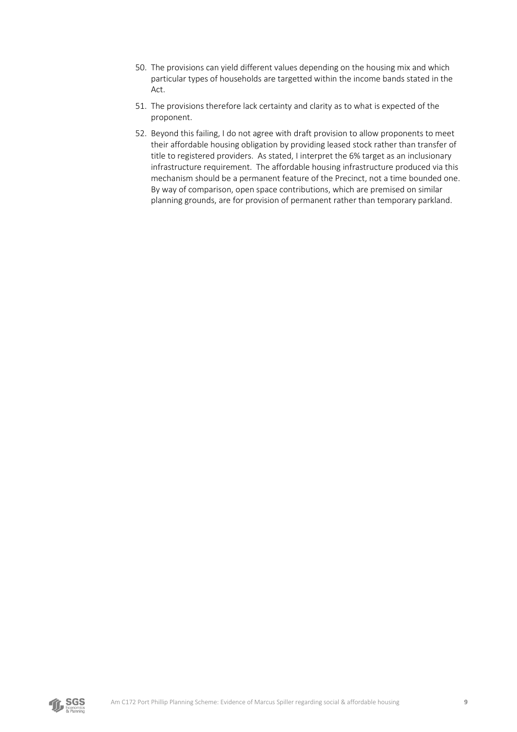50. The provisions can yield different values depending on the housing mix and which particular types of households are targetted within the income bands stated in the Act.
51. The provisions therefore lack certainty and clarity as to what is expected of the proponent.
52. Beyond this failing, I do not agree with draft provision to allow proponents to meet their affordable housing obligation by providing leased stock rather than transfer of title to registered providers. As stated, I interpret the 6% target as an inclusionary infrastructure requirement. The affordable housing infrastructure produced via this mechanism should be a permanent feature of the Precinct, not a time bounded one. By way of comparison, open space contributions, which are premised on similar planning grounds, are for provision of permanent rather than temporary parkland.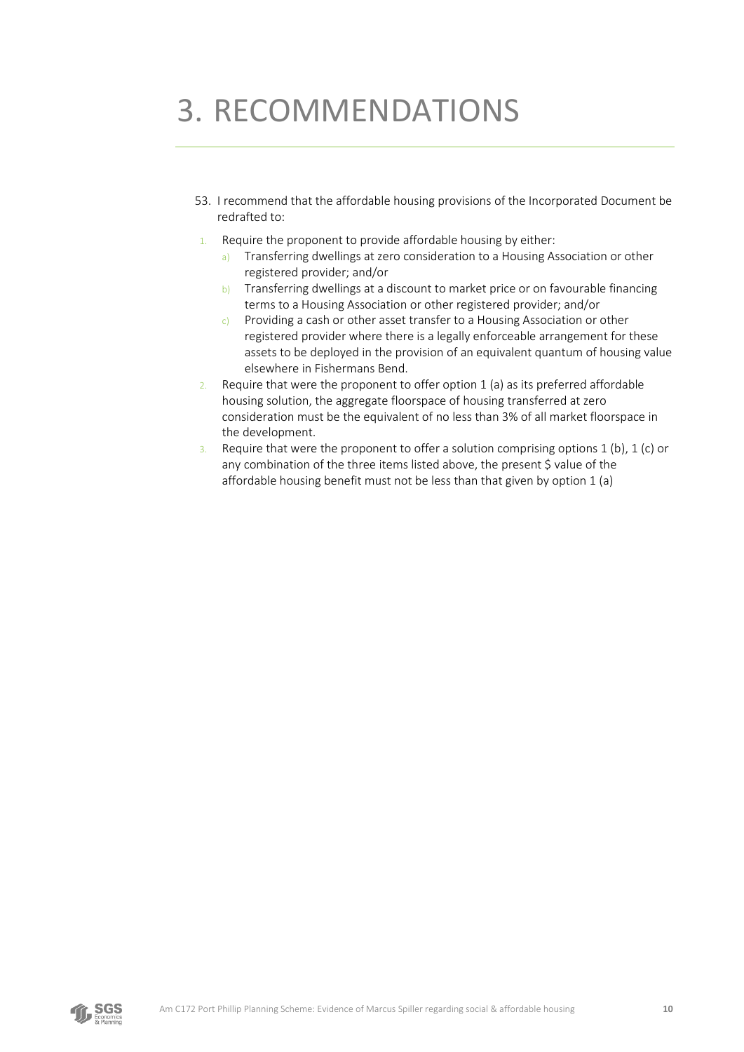# 3. RECOMMENDATIONS

53. I recommend that the affordable housing provisions of the Incorporated Document be redrafted to:

1. Require the proponent to provide affordable housing by either:
   a) Transferring dwellings at zero consideration to a Housing Association or other registered provider; and/or
   b) Transferring dwellings at a discount to market price or on favourable financing terms to a Housing Association or other registered provider; and/or
   c) Providing a cash or other asset transfer to a Housing Association or other registered provider where there is a legally enforceable arrangement for these assets to be deployed in the provision of an equivalent quantum of housing value elsewhere in Fishermans Bend.
2. Require that were the proponent to offer option 1 (a) as its preferred affordable housing solution, the aggregate floorspace of housing transferred at zero consideration must be the equivalent of no less than 3% of all market floorspace in the development.
3. Require that were the proponent to offer a solution comprising options 1 (b), 1 (c) or any combination of the three items listed above, the present $ value of the affordable housing benefit must not be less than that given by option 1 (a)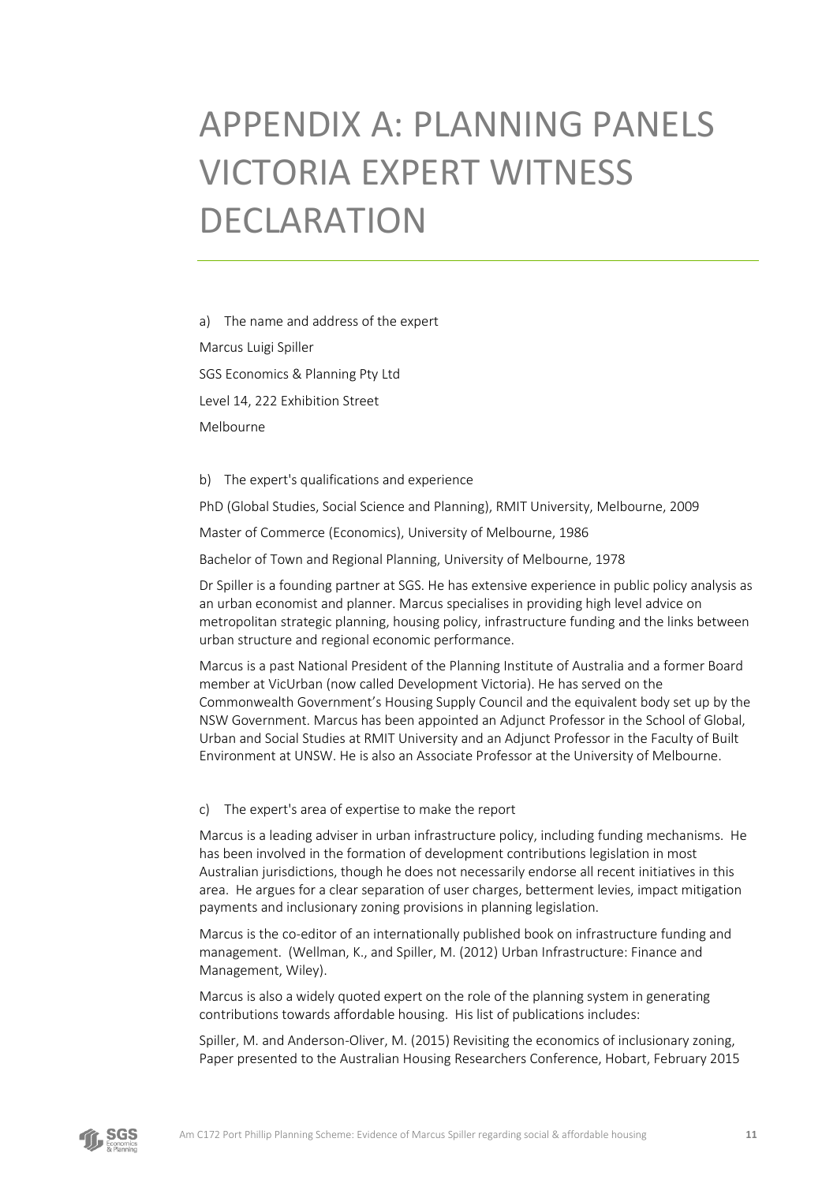# APPENDIX A: PLANNING PANELS VICTORIA EXPERT WITNESS DECLARATION

a) The name and address of the expert

Marcus Luigi Spiller

SGS Economics & Planning Pty Ltd

Level 14, 222 Exhibition Street

Melbourne

b) The expert's qualifications and experience

PhD (Global Studies, Social Science and Planning), RMIT University, Melbourne, 2009

Master of Commerce (Economics), University of Melbourne, 1986

Bachelor of Town and Regional Planning, University of Melbourne, 1978

Dr Spiller is a founding partner at SGS. He has extensive experience in public policy analysis as an urban economist and planner. Marcus specialises in providing high level advice on metropolitan strategic planning, housing policy, infrastructure funding and the links between urban structure and regional economic performance.

Marcus is a past National President of the Planning Institute of Australia and a former Board member at VicUrban (now called Development Victoria). He has served on the Commonwealth Government's Housing Supply Council and the equivalent body set up by the NSW Government. Marcus has been appointed an Adjunct Professor in the School of Global, Urban and Social Studies at RMIT University and an Adjunct Professor in the Faculty of Built Environment at UNSW. He is also an Associate Professor at the University of Melbourne.

c) The expert's area of expertise to make the report

Marcus is a leading adviser in urban infrastructure policy, including funding mechanisms. He has been involved in the formation of development contributions legislation in most Australian jurisdictions, though he does not necessarily endorse all recent initiatives in this area. He argues for a clear separation of user charges, betterment levies, impact mitigation payments and inclusionary zoning provisions in planning legislation.

Marcus is the co-editor of an internationally published book on infrastructure funding and management. (Wellman, K., and Spiller, M. (2012) Urban Infrastructure: Finance and Management, Wiley).

Marcus is also a widely quoted expert on the role of the planning system in generating contributions towards affordable housing. His list of publications includes:

Spiller, M. and Anderson-Oliver, M. (2015) Revisiting the economics of inclusionary zoning, Paper presented to the Australian Housing Researchers Conference, Hobart, February 2015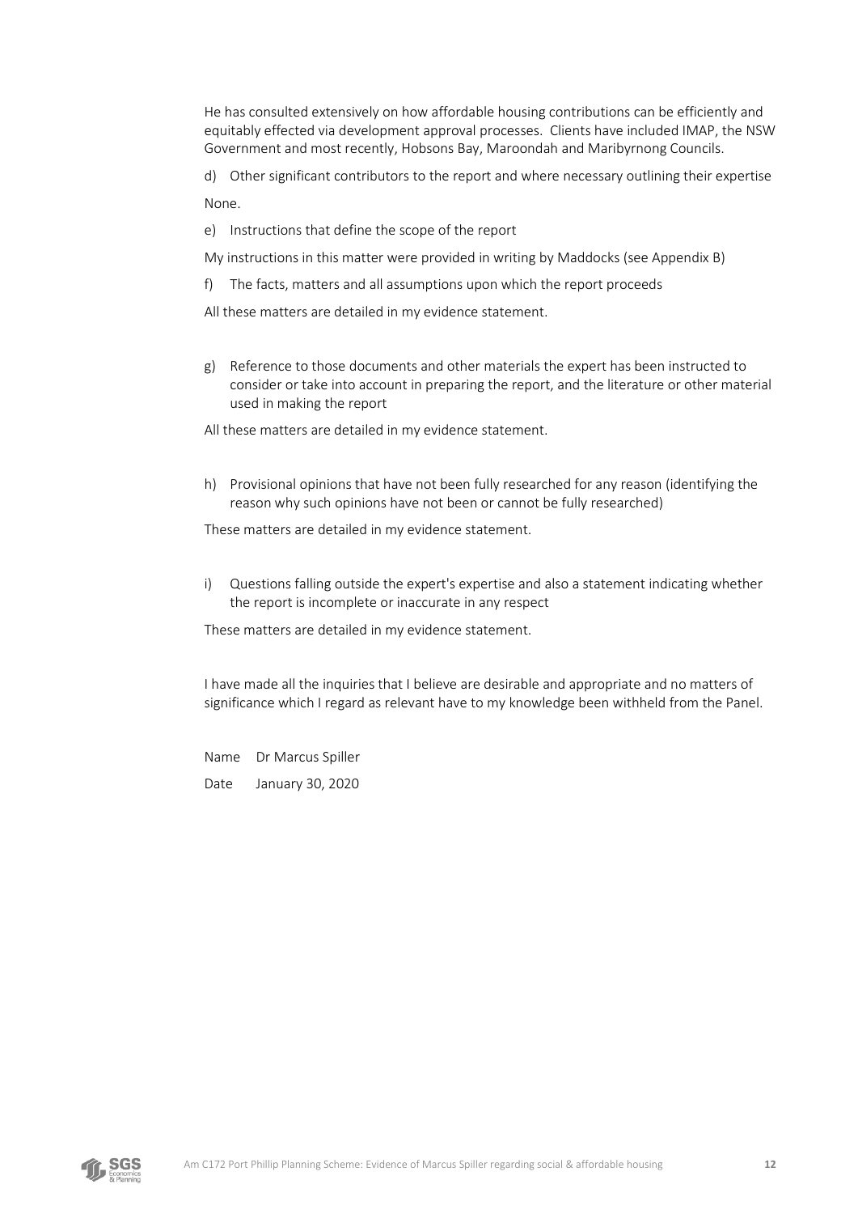He has consulted extensively on how affordable housing contributions can be efficiently and equitably effected via development approval processes. Clients have included IMAP, the NSW Government and most recently, Hobsons Bay, Maroondah and Maribyrnong Councils.

d) Other significant contributors to the report and where necessary outlining their expertise

None.

e) Instructions that define the scope of the report

My instructions in this matter were provided in writing by Maddocks (see Appendix B)

f) The facts, matters and all assumptions upon which the report proceeds

All these matters are detailed in my evidence statement.

g) Reference to those documents and other materials the expert has been instructed to consider or take into account in preparing the report, and the literature or other material used in making the report

All these matters are detailed in my evidence statement.

h) Provisional opinions that have not been fully researched for any reason (identifying the reason why such opinions have not been or cannot be fully researched)

These matters are detailed in my evidence statement.

i) Questions falling outside the expert's expertise and also a statement indicating whether the report is incomplete or inaccurate in any respect

These matters are detailed in my evidence statement.

I have made all the inquiries that I believe are desirable and appropriate and no matters of significance which I regard as relevant have to my knowledge been withheld from the Panel.

Name Dr Marcus Spiller

Date January 30, 2020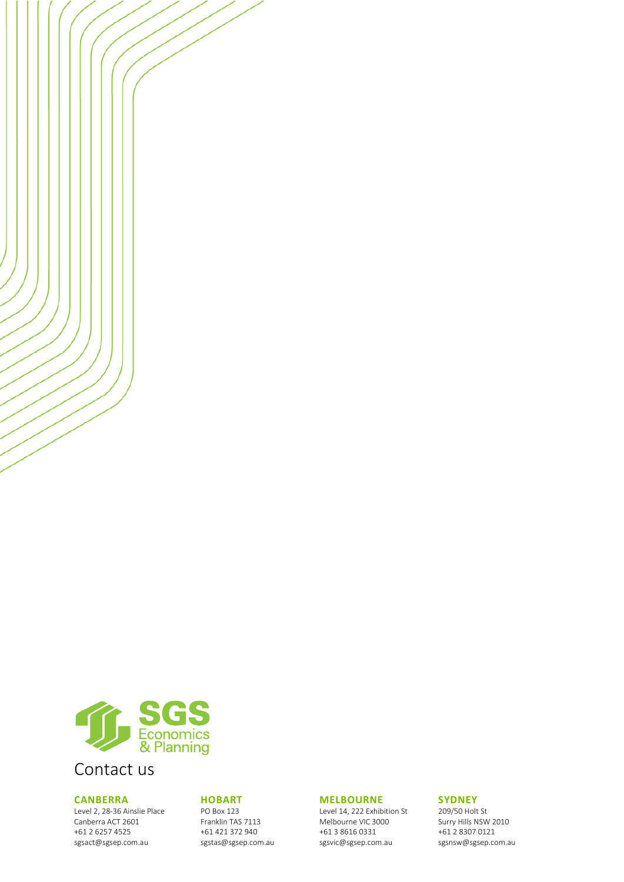SGS Economics & Planning

# Contact us

**CANBERRA**
Level 2, 28-36 Ainslie Place
Canberra ACT 2601
+61 2 6257 4525
sgsact@sgsep.com.au

**HOBART**
PO Box 123
Franklin TAS 7113
+61 421 372 940
sgstas@sgsep.com.au

**MELBOURNE**
Level 14, 222 Exhibition St
Melbourne VIC 3000
+61 3 8616 0331
sgsvic@sgsep.com.au

**SYDNEY**
209/50 Holt St
Surry Hills NSW 2010
+61 2 8307 0121
sgsnsw@sgsep.com.au